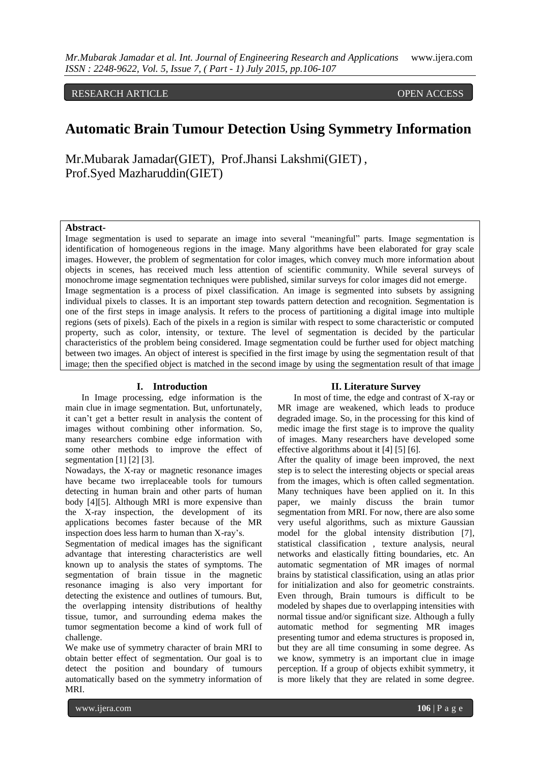RESEARCH ARTICLE OPEN ACCESS

# Automatic Brain Tumour Detection Using Symmetry Information

Mr.Mubarak Jamadar(GIET), Prof.Jhansi Lakshmi(GIET) , Prof.Syed Mazharuddin(GIET)

**Abstract-**

Image segmentation is used to separate an image into several "meaningful" parts. Image segmentation is identification of homogeneous regions in the image. Many algorithms have been elaborated for gray scale images. However, the problem of segmentation for color images, which convey much more information about objects in scenes, has received much less attention of scientific community. While several surveys of monochrome image segmentation techniques were published, similar surveys for color images did not emerge.

Image segmentation is a process of pixel classification. An image is segmented into subsets by assigning individual pixels to classes. It is an important step towards pattern detection and recognition. Segmentation is one of the first steps in image analysis. It refers to the process of partitioning a digital image into multiple regions (sets of pixels). Each of the pixels in a region is similar with respect to some characteristic or computed property, such as color, intensity, or texture. The level of segmentation is decided by the particular characteristics of the problem being considered. Image segmentation could be further used for object matching between two images. An object of interest is specified in the first image by using the segmentation result of that image; then the specified object is matched in the second image by using the segmentation result of that image

## I. Introduction

In Image processing, edge information is the main clue in image segmentation. But, unfortunately, it can't get a better result in analysis the content of images without combining other information. So, many researchers combine edge information with some other methods to improve the effect of segmentation [1] [2] [3].

Nowadays, the X-ray or magnetic resonance images have became two irreplaceable tools for tumours detecting in human brain and other parts of human body [4][5]. Although MRI is more expensive than the X-ray inspection, the development of its applications becomes faster because of the MR inspection does less harm to human than X-ray's.

Segmentation of medical images has the significant advantage that interesting characteristics are well known up to analysis the states of symptoms. The segmentation of brain tissue in the magnetic resonance imaging is also very important for detecting the existence and outlines of tumours. But, the overlapping intensity distributions of healthy tissue, tumor, and surrounding edema makes the tumor segmentation become a kind of work full of challenge.

We make use of symmetry character of brain MRI to obtain better effect of segmentation. Our goal is to detect the position and boundary of tumours automatically based on the symmetry information of MRI.

## II. Literature Survey

In most of time, the edge and contrast of X-ray or MR image are weakened, which leads to produce degraded image. So, in the processing for this kind of medic image the first stage is to improve the quality of images. Many researchers have developed some effective algorithms about it [4] [5] [6].

After the quality of image been improved, the next step is to select the interesting objects or special areas from the images, which is often called segmentation. Many techniques have been applied on it. In this paper, we mainly discuss the brain tumor segmentation from MRI. For now, there are also some very useful algorithms, such as mixture Gaussian model for the global intensity distribution [7], statistical classification , texture analysis, neural networks and elastically fitting boundaries, etc. An automatic segmentation of MR images of normal brains by statistical classification, using an atlas prior for initialization and also for geometric constraints. Even through, Brain tumours is difficult to be modeled by shapes due to overlapping intensities with normal tissue and/or significant size. Although a fully automatic method for segmenting MR images presenting tumor and edema structures is proposed in, but they are all time consuming in some degree. As we know, symmetry is an important clue in image perception. If a group of objects exhibit symmetry, it is more likely that they are related in some degree.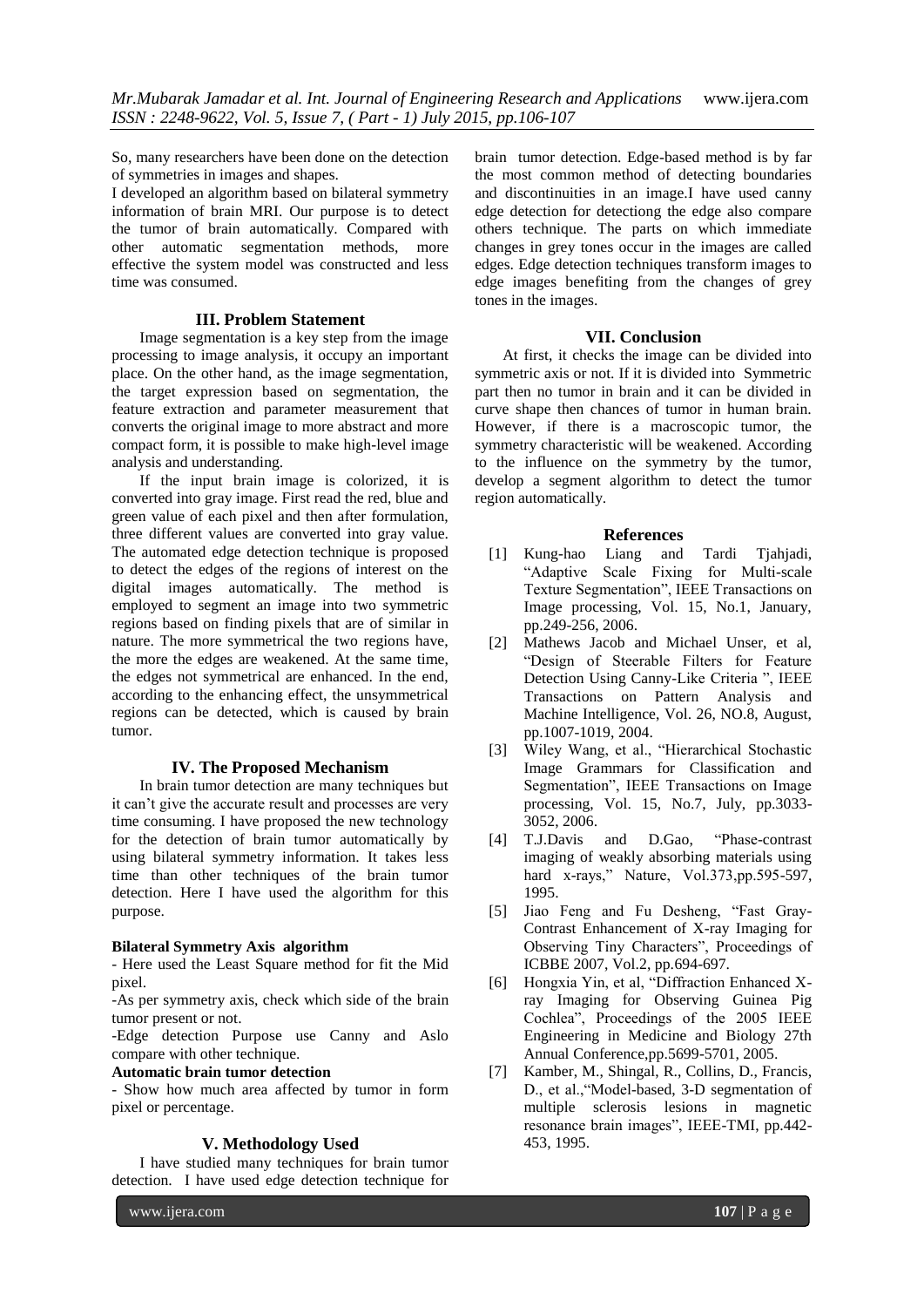So, many researchers have been done on the detection of symmetries in images and shapes.

I developed an algorithm based on bilateral symmetry information of brain MRI. Our purpose is to detect the tumor of brain automatically. Compared with other automatic segmentation methods, more effective the system model was constructed and less time was consumed.

## III. Problem Statement

Image segmentation is a key step from the image processing to image analysis, it occupy an important place. On the other hand, as the image segmentation, the target expression based on segmentation, the feature extraction and parameter measurement that converts the original image to more abstract and more compact form, it is possible to make high-level image analysis and understanding.

If the input brain image is colorized, it is converted into gray image. First read the red, blue and green value of each pixel and then after formulation, three different values are converted into gray value. The automated edge detection technique is proposed to detect the edges of the regions of interest on the digital images automatically. The method is employed to segment an image into two symmetric regions based on finding pixels that are of similar in nature. The more symmetrical the two regions have, the more the edges are weakened. At the same time, the edges not symmetrical are enhanced. In the end, according to the enhancing effect, the unsymmetrical regions can be detected, which is caused by brain tumor.

## IV. The Proposed Mechanism

In brain tumor detection are many techniques but it can't give the accurate result and processes are very time consuming. I have proposed the new technology for the detection of brain tumor automatically by using bilateral symmetry information. It takes less time than other techniques of the brain tumor detection. Here I have used the algorithm for this purpose.

**Bilateral Symmetry Axis algorithm**

- Here used the Least Square method for fit the Mid pixel.

-As per symmetry axis, check which side of the brain tumor present or not.

-Edge detection Purpose use Canny and Aslo compare with other technique.

**Automatic brain tumor detection**

- Show how much area affected by tumor in form pixel or percentage.

## V. Methodology Used

I have studied many techniques for brain tumor detection. I have used edge detection technique for brain tumor detection. Edge-based method is by far the most common method of detecting boundaries and discontinuities in an image.I have used canny edge detection for detectiong the edge also compare others technique. The parts on which immediate changes in grey tones occur in the images are called edges. Edge detection techniques transform images to edge images benefiting from the changes of grey tones in the images.

## VII. Conclusion

At first, it checks the image can be divided into symmetric axis or not. If it is divided into Symmetric part then no tumor in brain and it can be divided in curve shape then chances of tumor in human brain. However, if there is a macroscopic tumor, the symmetry characteristic will be weakened. According to the influence on the symmetry by the tumor, develop a segment algorithm to detect the tumor region automatically.

## References

[1] Kung-hao Liang and Tardi Tjahjadi, "Adaptive Scale Fixing for Multi-scale Texture Segmentation", IEEE Transactions on Image processing, Vol. 15, No.1, January, pp.249-256, 2006.

[2] Mathews Jacob and Michael Unser, et al, "Design of Steerable Filters for Feature Detection Using Canny-Like Criteria ", IEEE Transactions on Pattern Analysis and Machine Intelligence, Vol. 26, NO.8, August, pp.1007-1019, 2004.

[3] Wiley Wang, et al., "Hierarchical Stochastic Image Grammars for Classification and Segmentation", IEEE Transactions on Image processing, Vol. 15, No.7, July, pp.3033-3052, 2006.

[4] T.J.Davis and D.Gao, "Phase-contrast imaging of weakly absorbing materials using hard x-rays," Nature, Vol.373,pp.595-597, 1995.

[5] Jiao Feng and Fu Desheng, "Fast Gray-Contrast Enhancement of X-ray Imaging for Observing Tiny Characters", Proceedings of ICBBE 2007, Vol.2, pp.694-697.

[6] Hongxia Yin, et al, "Diffraction Enhanced X-ray Imaging for Observing Guinea Pig Cochlea", Proceedings of the 2005 IEEE Engineering in Medicine and Biology 27th Annual Conference,pp.5699-5701, 2005.

[7] Kamber, M., Shingal, R., Collins, D., Francis, D., et al.,"Model-based, 3-D segmentation of multiple sclerosis lesions in magnetic resonance brain images", IEEE-TMI, pp.442-453, 1995.